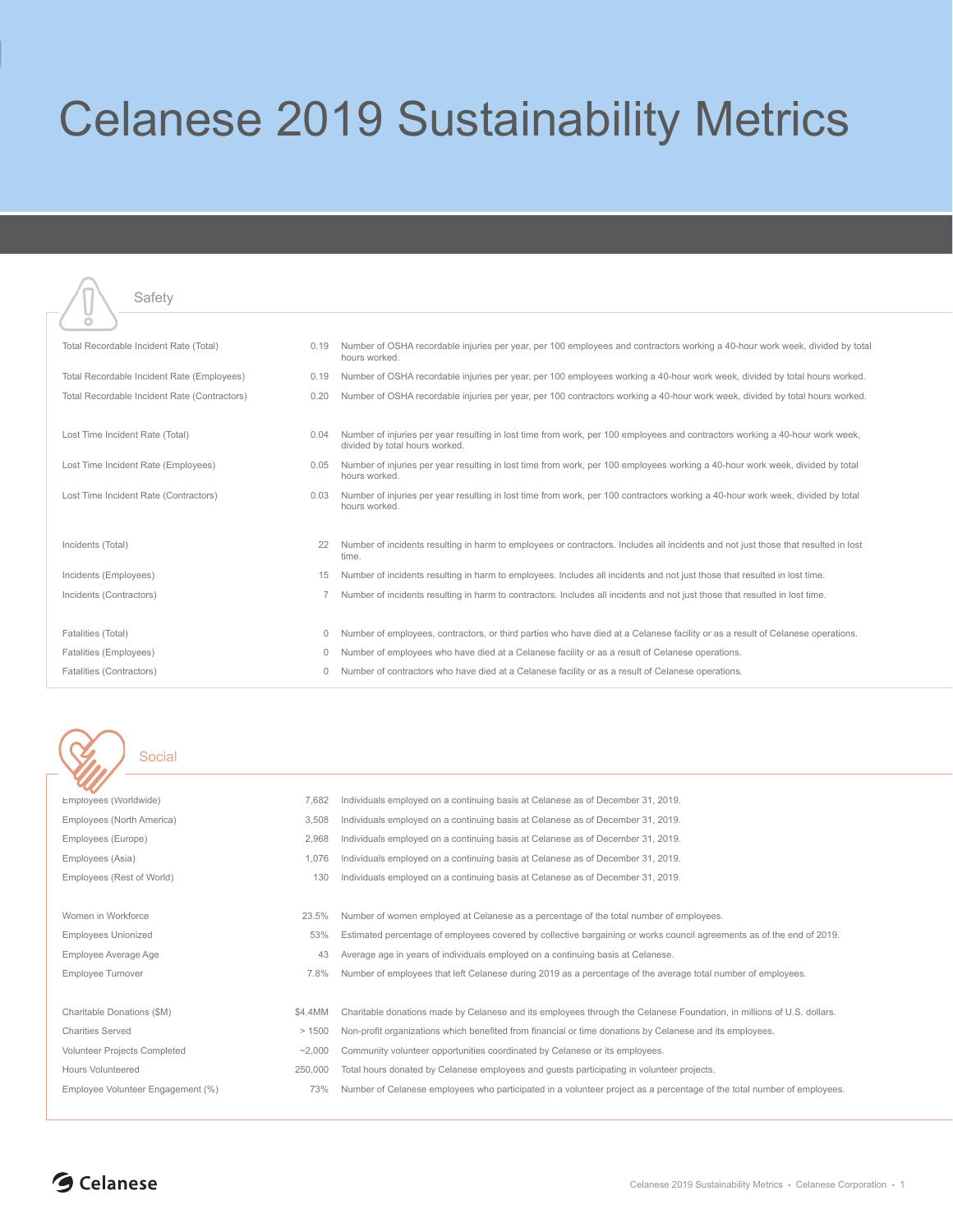# Celanese 2019 Sustainability Metrics

## Safety

| Metric | Value | Description |
|---|---|---|
| Total Recordable Incident Rate (Total) | 0.19 | Number of OSHA recordable injuries per year, per 100 employees and contractors working a 40-hour work week, divided by total hours worked. |
| Total Recordable Incident Rate (Employees) | 0.19 | Number of OSHA recordable injuries per year, per 100 employees working a 40-hour work week, divided by total hours worked. |
| Total Recordable Incident Rate (Contractors) | 0.20 | Number of OSHA recordable injuries per year, per 100 contractors working a 40-hour work week, divided by total hours worked. |
| Lost Time Incident Rate (Total) | 0.04 | Number of injuries per year resulting in lost time from work, per 100 employees and contractors working a 40-hour work week, divided by total hours worked. |
| Lost Time Incident Rate (Employees) | 0.05 | Number of injuries per year resulting in lost time from work, per 100 employees working a 40-hour work week, divided by total hours worked. |
| Lost Time Incident Rate (Contractors) | 0.03 | Number of injuries per year resulting in lost time from work, per 100 contractors working a 40-hour work week, divided by total hours worked. |
| Incidents (Total) | 22 | Number of incidents resulting in harm to employees or contractors. Includes all incidents and not just those that resulted in lost time. |
| Incidents (Employees) | 15 | Number of incidents resulting in harm to employees. Includes all incidents and not just those that resulted in lost time. |
| Incidents (Contractors) | 7 | Number of incidents resulting in harm to contractors. Includes all incidents and not just those that resulted in lost time. |
| Fatalities (Total) | 0 | Number of employees, contractors, or third parties who have died at a Celanese facility or as a result of Celanese operations. |
| Fatalities (Employees) | 0 | Number of employees who have died at a Celanese facility or as a result of Celanese operations. |
| Fatalities (Contractors) | 0 | Number of contractors who have died at a Celanese facility or as a result of Celanese operations. |

## Social

| Metric | Value | Description |
|---|---|---|
| Employees (Worldwide) | 7,682 | Individuals employed on a continuing basis at Celanese as of December 31, 2019. |
| Employees (North America) | 3,508 | Individuals employed on a continuing basis at Celanese as of December 31, 2019. |
| Employees (Europe) | 2,968 | Individuals employed on a continuing basis at Celanese as of December 31, 2019. |
| Employees (Asia) | 1,076 | Individuals employed on a continuing basis at Celanese as of December 31, 2019. |
| Employees (Rest of World) | 130 | Individuals employed on a continuing basis at Celanese as of December 31, 2019. |
| Women in Workforce | 23.5% | Number of women employed at Celanese as a percentage of the total number of employees. |
| Employees Unionized | 53% | Estimated percentage of employees covered by collective bargaining or works council agreements as of the end of 2019. |
| Employee Average Age | 43 | Average age in years of individuals employed on a continuing basis at Celanese. |
| Employee Turnover | 7.8% | Number of employees that left Celanese during 2019 as a percentage of the average total number of employees. |
| Charitable Donations ($M) | $4.4MM | Charitable donations made by Celanese and its employees through the Celanese Foundation, in millions of U.S. dollars. |
| Charities Served | > 1500 | Non-profit organizations which benefited from financial or time donations by Celanese and its employees. |
| Volunteer Projects Completed | ~2,000 | Community volunteer opportunities coordinated by Celanese or its employees. |
| Hours Volunteered | 250,000 | Total hours donated by Celanese employees and guests participating in volunteer projects. |
| Employee Volunteer Engagement (%) | 73% | Number of Celanese employees who participated in a volunteer project as a percentage of the total number of employees. |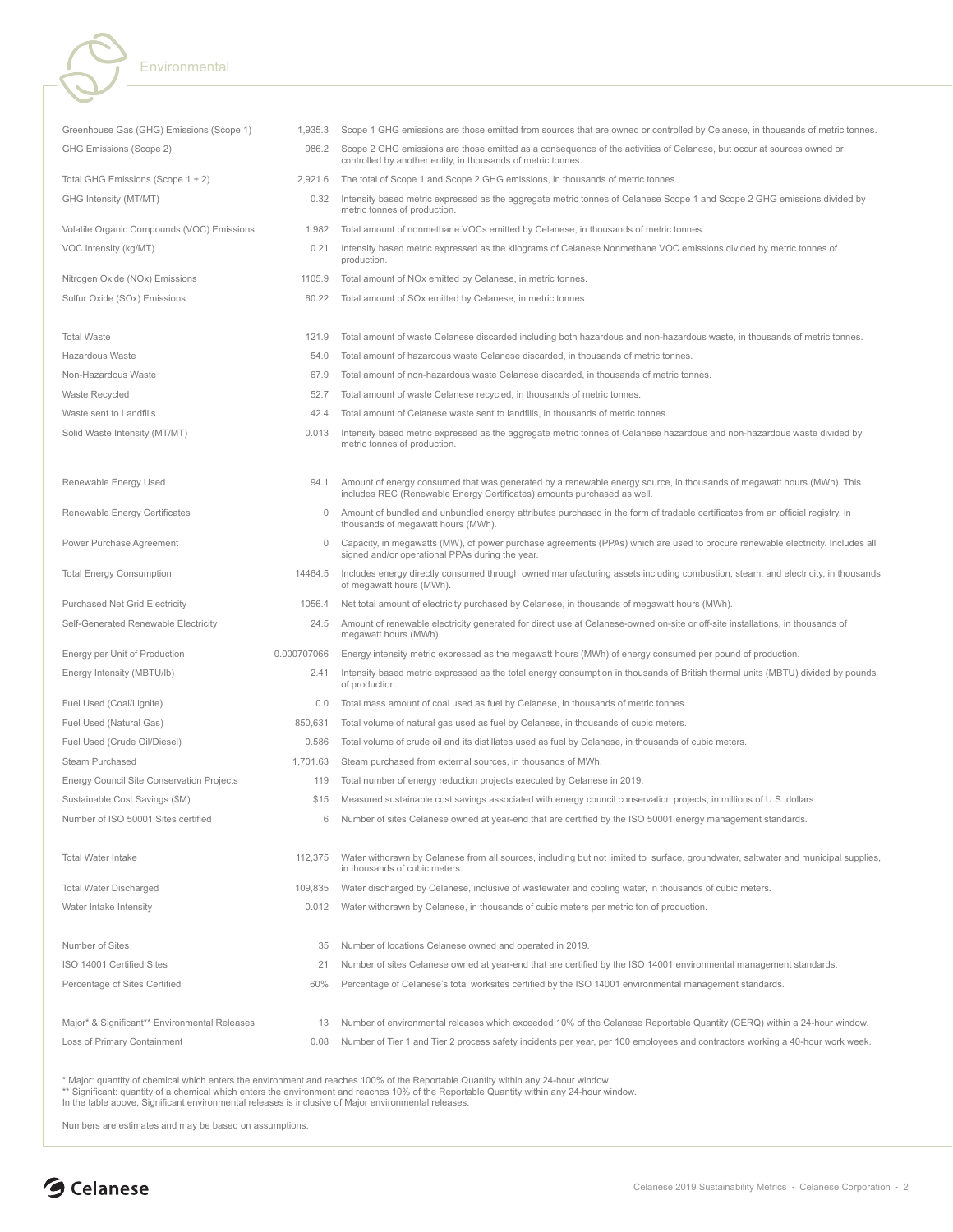## Environmental

| | | |
|---|---|---|
| Greenhouse Gas (GHG) Emissions (Scope 1) | 1,935.3 | Scope 1 GHG emissions are those emitted from sources that are owned or controlled by Celanese, in thousands of metric tonnes. |
| GHG Emissions (Scope 2) | 986.2 | Scope 2 GHG emissions are those emitted as a consequence of the activities of Celanese, but occur at sources owned or controlled by another entity, in thousands of metric tonnes. |
| Total GHG Emissions (Scope 1 + 2) | 2,921.6 | The total of Scope 1 and Scope 2 GHG emissions, in thousands of metric tonnes. |
| GHG Intensity (MT/MT) | 0.32 | Intensity based metric expressed as the aggregate metric tonnes of Celanese Scope 1 and Scope 2 GHG emissions divided by metric tonnes of production. |
| Volatile Organic Compounds (VOC) Emissions | 1.982 | Total amount of nonmethane VOCs emitted by Celanese, in thousands of metric tonnes. |
| VOC Intensity (kg/MT) | 0.21 | Intensity based metric expressed as the kilograms of Celanese Nonmethane VOC emissions divided by metric tonnes of production. |
| Nitrogen Oxide (NOx) Emissions | 1105.9 | Total amount of NOx emitted by Celanese, in metric tonnes. |
| Sulfur Oxide (SOx) Emissions | 60.22 | Total amount of SOx emitted by Celanese, in metric tonnes. |
| Total Waste | 121.9 | Total amount of waste Celanese discarded including both hazardous and non-hazardous waste, in thousands of metric tonnes. |
| Hazardous Waste | 54.0 | Total amount of hazardous waste Celanese discarded, in thousands of metric tonnes. |
| Non-Hazardous Waste | 67.9 | Total amount of non-hazardous waste Celanese discarded, in thousands of metric tonnes. |
| Waste Recycled | 52.7 | Total amount of waste Celanese recycled, in thousands of metric tonnes. |
| Waste sent to Landfills | 42.4 | Total amount of Celanese waste sent to landfills, in thousands of metric tonnes. |
| Solid Waste Intensity (MT/MT) | 0.013 | Intensity based metric expressed as the aggregate metric tonnes of Celanese hazardous and non-hazardous waste divided by metric tonnes of production. |
| Renewable Energy Used | 94.1 | Amount of energy consumed that was generated by a renewable energy source, in thousands of megawatt hours (MWh). This includes REC (Renewable Energy Certificates) amounts purchased as well. |
| Renewable Energy Certificates | 0 | Amount of bundled and unbundled energy attributes purchased in the form of tradable certificates from an official registry, in thousands of megawatt hours (MWh). |
| Power Purchase Agreement | 0 | Capacity, in megawatts (MW), of power purchase agreements (PPAs) which are used to procure renewable electricity. Includes all signed and/or operational PPAs during the year. |
| Total Energy Consumption | 14464.5 | Includes energy directly consumed through owned manufacturing assets including combustion, steam, and electricity, in thousands of megawatt hours (MWh). |
| Purchased Net Grid Electricity | 1056.4 | Net total amount of electricity purchased by Celanese, in thousands of megawatt hours (MWh). |
| Self-Generated Renewable Electricity | 24.5 | Amount of renewable electricity generated for direct use at Celanese-owned on-site or off-site installations, in thousands of megawatt hours (MWh). |
| Energy per Unit of Production | 0.000707066 | Energy intensity metric expressed as the megawatt hours (MWh) of energy consumed per pound of production. |
| Energy Intensity (MBTU/lb) | 2.41 | Intensity based metric expressed as the total energy consumption in thousands of British thermal units (MBTU) divided by pounds of production. |
| Fuel Used (Coal/Lignite) | 0.0 | Total mass amount of coal used as fuel by Celanese, in thousands of metric tonnes. |
| Fuel Used (Natural Gas) | 850,631 | Total volume of natural gas used as fuel by Celanese, in thousands of cubic meters. |
| Fuel Used (Crude Oil/Diesel) | 0.586 | Total volume of crude oil and its distillates used as fuel by Celanese, in thousands of cubic meters. |
| Steam Purchased | 1,701.63 | Steam purchased from external sources, in thousands of MWh. |
| Energy Council Site Conservation Projects | 119 | Total number of energy reduction projects executed by Celanese in 2019. |
| Sustainable Cost Savings ($M) | $15 | Measured sustainable cost savings associated with energy council conservation projects, in millions of U.S. dollars. |
| Number of ISO 50001 Sites certified | 6 | Number of sites Celanese owned at year-end that are certified by the ISO 50001 energy management standards. |
| Total Water Intake | 112,375 | Water withdrawn by Celanese from all sources, including but not limited to surface, groundwater, saltwater and municipal supplies, in thousands of cubic meters. |
| Total Water Discharged | 109,835 | Water discharged by Celanese, inclusive of wastewater and cooling water, in thousands of cubic meters. |
| Water Intake Intensity | 0.012 | Water withdrawn by Celanese, in thousands of cubic meters per metric ton of production. |
| Number of Sites | 35 | Number of locations Celanese owned and operated in 2019. |
| ISO 14001 Certified Sites | 21 | Number of sites Celanese owned at year-end that are certified by the ISO 14001 environmental management standards. |
| Percentage of Sites Certified | 60% | Percentage of Celanese's total worksites certified by the ISO 14001 environmental management standards. |
| Major* & Significant** Environmental Releases | 13 | Number of environmental releases which exceeded 10% of the Celanese Reportable Quantity (CERQ) within a 24-hour window. |
| Loss of Primary Containment | 0.08 | Number of Tier 1 and Tier 2 process safety incidents per year, per 100 employees and contractors working a 40-hour work week. |

\* Major: quantity of chemical which enters the environment and reaches 100% of the Reportable Quantity within any 24-hour window.
** Significant: quantity of a chemical which enters the environment and reaches 10% of the Reportable Quantity within any 24-hour window.
In the table above, Significant environmental releases is inclusive of Major environmental releases.

Numbers are estimates and may be based on assumptions.